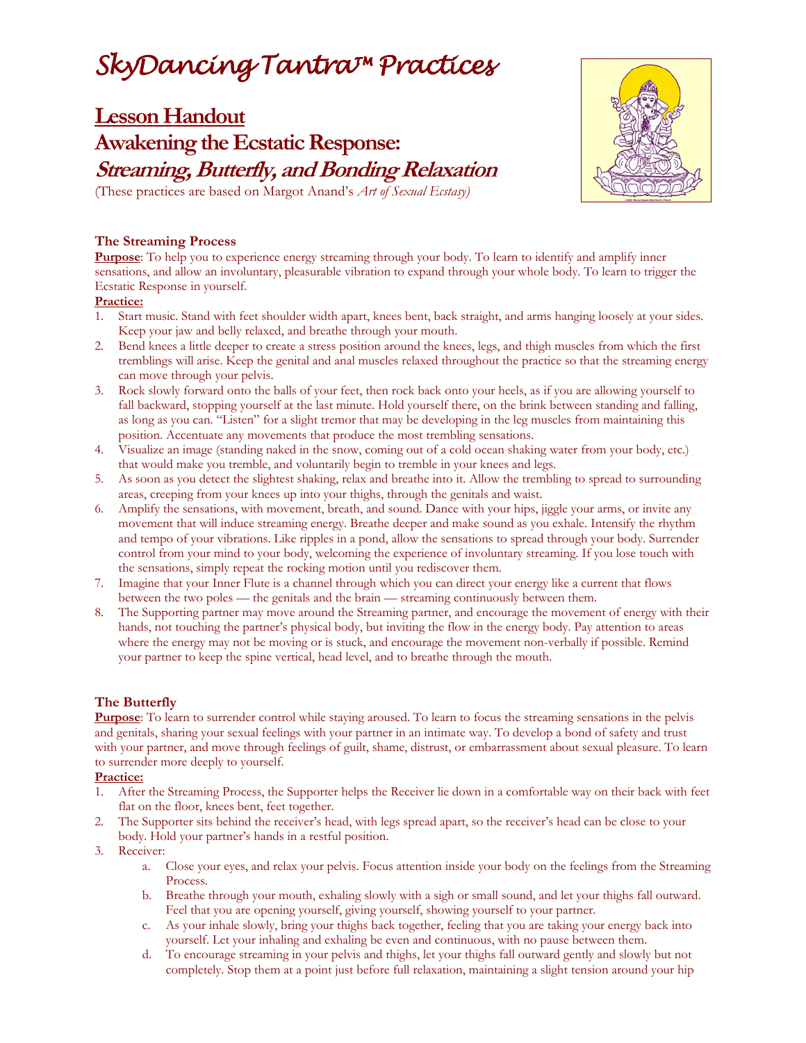# *SkyDancing Tantra™ Practices*

## Lesson Handout

## Awakening the Ecstatic Response:

## *Streaming, Butterfly, and Bonding Relaxation*

(These practices are based on Margot Anand's *Art of Sexual Ecstasy)*

### The Streaming Process

**Purpose**: To help you to experience energy streaming through your body. To learn to identify and amplify inner sensations, and allow an involuntary, pleasurable vibration to expand through your whole body. To learn to trigger the Ecstatic Response in yourself.

**Practice:**

1. Start music. Stand with feet shoulder width apart, knees bent, back straight, and arms hanging loosely at your sides. Keep your jaw and belly relaxed, and breathe through your mouth.
2. Bend knees a little deeper to create a stress position around the knees, legs, and thigh muscles from which the first tremblings will arise. Keep the genital and anal muscles relaxed throughout the practice so that the streaming energy can move through your pelvis.
3. Rock slowly forward onto the balls of your feet, then rock back onto your heels, as if you are allowing yourself to fall backward, stopping yourself at the last minute. Hold yourself there, on the brink between standing and falling, as long as you can. "Listen" for a slight tremor that may be developing in the leg muscles from maintaining this position. Accentuate any movements that produce the most trembling sensations.
4. Visualize an image (standing naked in the snow, coming out of a cold ocean shaking water from your body, etc.) that would make you tremble, and voluntarily begin to tremble in your knees and legs.
5. As soon as you detect the slightest shaking, relax and breathe into it. Allow the trembling to spread to surrounding areas, creeping from your knees up into your thighs, through the genitals and waist.
6. Amplify the sensations, with movement, breath, and sound. Dance with your hips, jiggle your arms, or invite any movement that will induce streaming energy. Breathe deeper and make sound as you exhale. Intensify the rhythm and tempo of your vibrations. Like ripples in a pond, allow the sensations to spread through your body. Surrender control from your mind to your body, welcoming the experience of involuntary streaming. If you lose touch with the sensations, simply repeat the rocking motion until you rediscover them.
7. Imagine that your Inner Flute is a channel through which you can direct your energy like a current that flows between the two poles — the genitals and the brain — streaming continuously between them.
8. The Supporting partner may move around the Streaming partner, and encourage the movement of energy with their hands, not touching the partner's physical body, but inviting the flow in the energy body. Pay attention to areas where the energy may not be moving or is stuck, and encourage the movement non-verbally if possible. Remind your partner to keep the spine vertical, head level, and to breathe through the mouth.

### The Butterfly

**Purpose**: To learn to surrender control while staying aroused. To learn to focus the streaming sensations in the pelvis and genitals, sharing your sexual feelings with your partner in an intimate way. To develop a bond of safety and trust with your partner, and move through feelings of guilt, shame, distrust, or embarrassment about sexual pleasure. To learn to surrender more deeply to yourself.

**Practice:**

1. After the Streaming Process, the Supporter helps the Receiver lie down in a comfortable way on their back with feet flat on the floor, knees bent, feet together.
2. The Supporter sits behind the receiver's head, with legs spread apart, so the receiver's head can be close to your body. Hold your partner's hands in a restful position.
3. Receiver:
   a. Close your eyes, and relax your pelvis. Focus attention inside your body on the feelings from the Streaming Process.
   b. Breathe through your mouth, exhaling slowly with a sigh or small sound, and let your thighs fall outward. Feel that you are opening yourself, giving yourself, showing yourself to your partner.
   c. As your inhale slowly, bring your thighs back together, feeling that you are taking your energy back into yourself. Let your inhaling and exhaling be even and continuous, with no pause between them.
   d. To encourage streaming in your pelvis and thighs, let your thighs fall outward gently and slowly but not completely. Stop them at a point just before full relaxation, maintaining a slight tension around your hip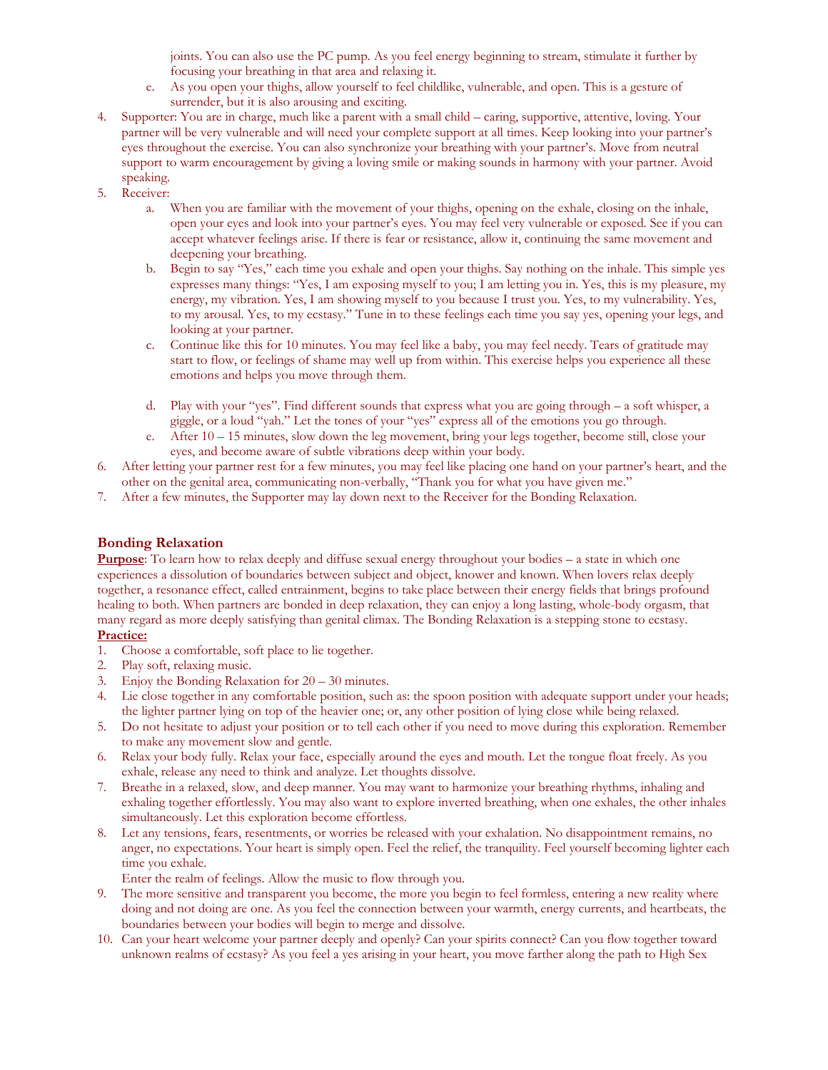joints. You can also use the PC pump. As you feel energy beginning to stream, stimulate it further by focusing your breathing in that area and relaxing it.

   e. As you open your thighs, allow yourself to feel childlike, vulnerable, and open. This is a gesture of surrender, but it is also arousing and exciting.

4. Supporter: You are in charge, much like a parent with a small child – caring, supportive, attentive, loving. Your partner will be very vulnerable and will need your complete support at all times. Keep looking into your partner's eyes throughout the exercise. You can also synchronize your breathing with your partner's. Move from neutral support to warm encouragement by giving a loving smile or making sounds in harmony with your partner. Avoid speaking.
5. Receiver:
   a. When you are familiar with the movement of your thighs, opening on the exhale, closing on the inhale, open your eyes and look into your partner's eyes. You may feel very vulnerable or exposed. See if you can accept whatever feelings arise. If there is fear or resistance, allow it, continuing the same movement and deepening your breathing.
   b. Begin to say "Yes," each time you exhale and open your thighs. Say nothing on the inhale. This simple yes expresses many things: "Yes, I am exposing myself to you; I am letting you in. Yes, this is my pleasure, my energy, my vibration. Yes, I am showing myself to you because I trust you. Yes, to my vulnerability. Yes, to my arousal. Yes, to my ecstasy." Tune in to these feelings each time you say yes, opening your legs, and looking at your partner.
   c. Continue like this for 10 minutes. You may feel like a baby, you may feel needy. Tears of gratitude may start to flow, or feelings of shame may well up from within. This exercise helps you experience all these emotions and helps you move through them.
   d. Play with your "yes". Find different sounds that express what you are going through – a soft whisper, a giggle, or a loud "yah." Let the tones of your "yes" express all of the emotions you go through.
   e. After 10 – 15 minutes, slow down the leg movement, bring your legs together, become still, close your eyes, and become aware of subtle vibrations deep within your body.
6. After letting your partner rest for a few minutes, you may feel like placing one hand on your partner's heart, and the other on the genital area, communicating non-verbally, "Thank you for what you have given me."
7. After a few minutes, the Supporter may lay down next to the Receiver for the Bonding Relaxation.

### Bonding Relaxation

**Purpose**: To learn how to relax deeply and diffuse sexual energy throughout your bodies – a state in which one experiences a dissolution of boundaries between subject and object, knower and known. When lovers relax deeply together, a resonance effect, called entrainment, begins to take place between their energy fields that brings profound healing to both. When partners are bonded in deep relaxation, they can enjoy a long lasting, whole-body orgasm, that many regard as more deeply satisfying than genital climax. The Bonding Relaxation is a stepping stone to ecstasy.

**Practice:**

1. Choose a comfortable, soft place to lie together.
2. Play soft, relaxing music.
3. Enjoy the Bonding Relaxation for 20 – 30 minutes.
4. Lie close together in any comfortable position, such as: the spoon position with adequate support under your heads; the lighter partner lying on top of the heavier one; or, any other position of lying close while being relaxed.
5. Do not hesitate to adjust your position or to tell each other if you need to move during this exploration. Remember to make any movement slow and gentle.
6. Relax your body fully. Relax your face, especially around the eyes and mouth. Let the tongue float freely. As you exhale, release any need to think and analyze. Let thoughts dissolve.
7. Breathe in a relaxed, slow, and deep manner. You may want to harmonize your breathing rhythms, inhaling and exhaling together effortlessly. You may also want to explore inverted breathing, when one exhales, the other inhales simultaneously. Let this exploration become effortless.
8. Let any tensions, fears, resentments, or worries be released with your exhalation. No disappointment remains, no anger, no expectations. Your heart is simply open. Feel the relief, the tranquility. Feel yourself becoming lighter each time you exhale.
   Enter the realm of feelings. Allow the music to flow through you.
9. The more sensitive and transparent you become, the more you begin to feel formless, entering a new reality where doing and not doing are one. As you feel the connection between your warmth, energy currents, and heartbeats, the boundaries between your bodies will begin to merge and dissolve.
10. Can your heart welcome your partner deeply and openly? Can your spirits connect? Can you flow together toward unknown realms of ecstasy? As you feel a yes arising in your heart, you move farther along the path to High Sex